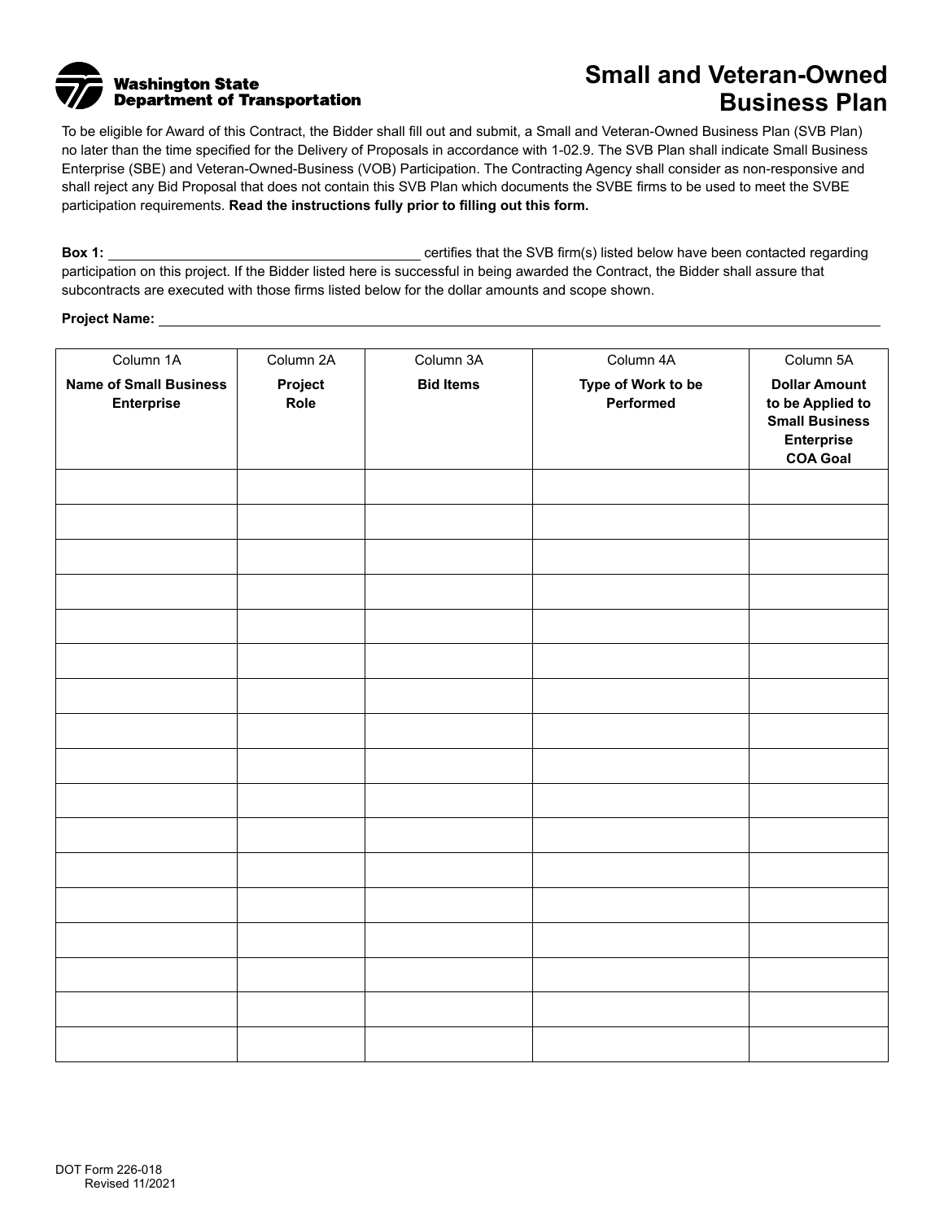Washington State Department of Transportation

# Small and Veteran-Owned Business Plan

To be eligible for Award of this Contract, the Bidder shall fill out and submit, a Small and Veteran-Owned Business Plan (SVB Plan) no later than the time specified for the Delivery of Proposals in accordance with 1-02.9. The SVB Plan shall indicate Small Business Enterprise (SBE) and Veteran-Owned-Business (VOB) Participation. The Contracting Agency shall consider as non-responsive and shall reject any Bid Proposal that does not contain this SVB Plan which documents the SVBE firms to be used to meet the SVBE participation requirements. **Read the instructions fully prior to filling out this form.**

**Box 1:** ________________________________________ certifies that the SVB firm(s) listed below have been contacted regarding participation on this project. If the Bidder listed here is successful in being awarded the Contract, the Bidder shall assure that subcontracts are executed with those firms listed below for the dollar amounts and scope shown.

**Project Name:** ________________________________________

| Column 1A **Name of Small Business Enterprise** | Column 2A **Project Role** | Column 3A **Bid Items** | Column 4A **Type of Work to be Performed** | Column 5A **Dollar Amount to be Applied to Small Business Enterprise COA Goal** |
|---|---|---|---|---|
| | | | | |
| | | | | |
| | | | | |
| | | | | |
| | | | | |
| | | | | |
| | | | | |
| | | | | |
| | | | | |
| | | | | |
| | | | | |
| | | | | |
| | | | | |
| | | | | |
| | | | | |
| | | | | |
| | | | | |

DOT Form 226-018
Revised 11/2021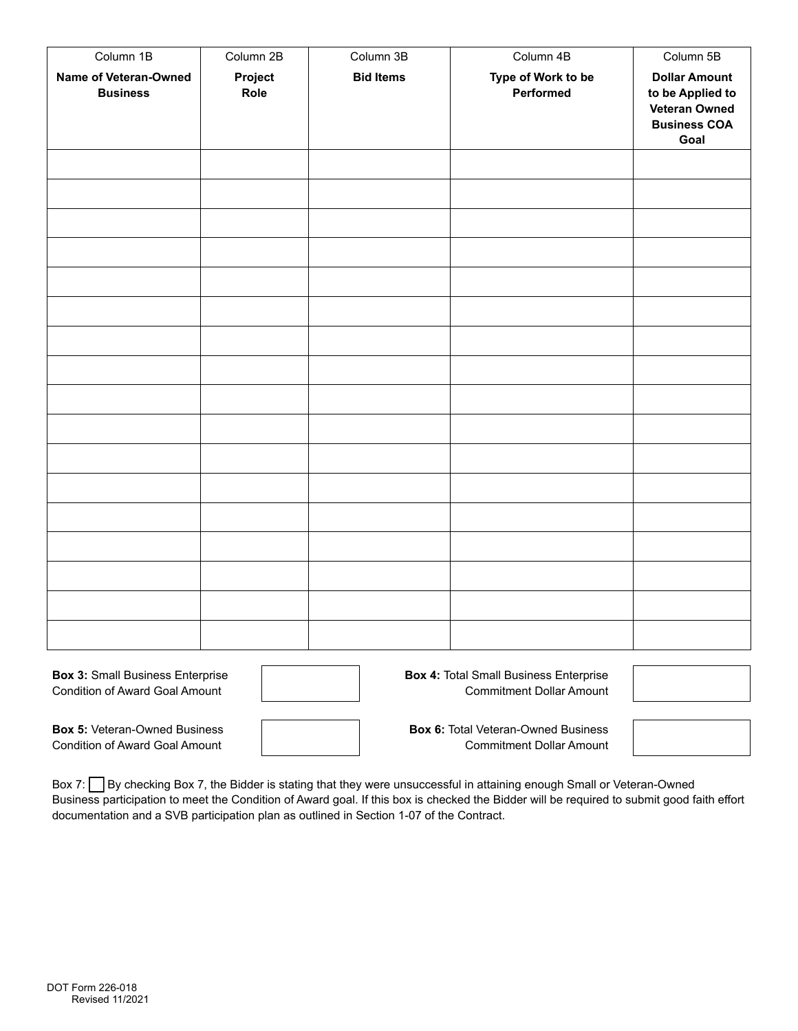| Column 1B<br>**Name of Veteran-Owned Business** | Column 2B<br>**Project Role** | Column 3B<br>**Bid Items** | Column 4B<br>**Type of Work to be Performed** | Column 5B<br>**Dollar Amount to be Applied to Veteran Owned Business COA Goal** |
|---|---|---|---|---|
| | | | | |
| | | | | |
| | | | | |
| | | | | |
| | | | | |
| | | | | |
| | | | | |
| | | | | |
| | | | | |
| | | | | |
| | | | | |
| | | | | |
| | | | | |
| | | | | |
| | | | | |
| | | | | |
| | | | | |

**Box 3:** Small Business Enterprise Condition of Award Goal Amount ☐

**Box 4:** Total Small Business Enterprise Commitment Dollar Amount ☐

**Box 5:** Veteran-Owned Business Condition of Award Goal Amount ☐

**Box 6:** Total Veteran-Owned Business Commitment Dollar Amount ☐

Box 7: ☐ By checking Box 7, the Bidder is stating that they were unsuccessful in attaining enough Small or Veteran-Owned Business participation to meet the Condition of Award goal. If this box is checked the Bidder will be required to submit good faith effort documentation and a SVB participation plan as outlined in Section 1-07 of the Contract.

DOT Form 226-018
Revised 11/2021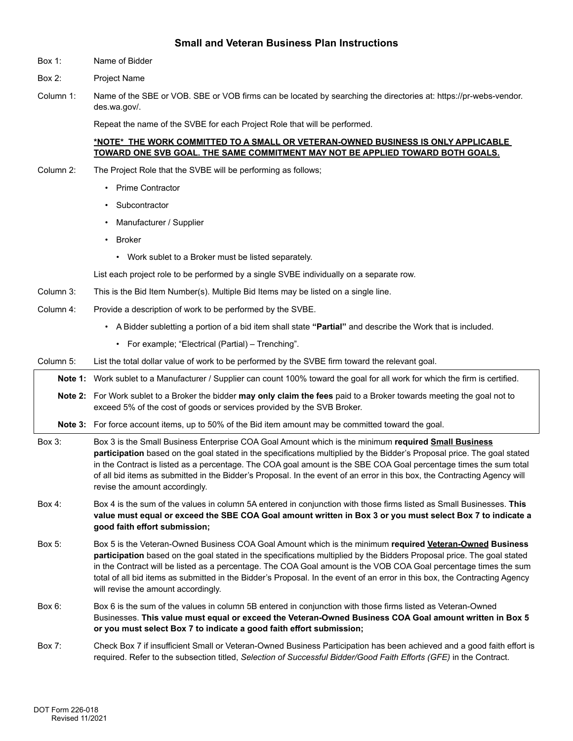## Small and Veteran Business Plan Instructions

Box 1: Name of Bidder

Box 2: Project Name

Column 1: Name of the SBE or VOB. SBE or VOB firms can be located by searching the directories at: https://pr-webs-vendor.des.wa.gov/.

Repeat the name of the SVBE for each Project Role that will be performed.

***NOTE* THE WORK COMMITTED TO A SMALL OR VETERAN-OWNED BUSINESS IS ONLY APPLICABLE TOWARD ONE SVB GOAL. THE SAME COMMITMENT MAY NOT BE APPLIED TOWARD BOTH GOALS.**

Column 2: The Project Role that the SVBE will be performing as follows;

- Prime Contractor
- Subcontractor
- Manufacturer / Supplier
- Broker
  - Work sublet to a Broker must be listed separately.

List each project role to be performed by a single SVBE individually on a separate row.

Column 3: This is the Bid Item Number(s). Multiple Bid Items may be listed on a single line.

Column 4: Provide a description of work to be performed by the SVBE.

- A Bidder subletting a portion of a bid item shall state **"Partial"** and describe the Work that is included.
  - For example; "Electrical (Partial) – Trenching".

Column 5: List the total dollar value of work to be performed by the SVBE firm toward the relevant goal.

> **Note 1:** Work sublet to a Manufacturer / Supplier can count 100% toward the goal for all work for which the firm is certified.
>
> **Note 2:** For Work sublet to a Broker the bidder **may only claim the fees** paid to a Broker towards meeting the goal not to exceed 5% of the cost of goods or services provided by the SVB Broker.
>
> **Note 3:** For force account items, up to 50% of the Bid item amount may be committed toward the goal.

Box 3: Box 3 is the Small Business Enterprise COA Goal Amount which is the minimum **required Small Business participation** based on the goal stated in the specifications multiplied by the Bidder's Proposal price. The goal stated in the Contract is listed as a percentage. The COA goal amount is the SBE COA Goal percentage times the sum total of all bid items as submitted in the Bidder's Proposal. In the event of an error in this box, the Contracting Agency will revise the amount accordingly.

Box 4: Box 4 is the sum of the values in column 5A entered in conjunction with those firms listed as Small Businesses. **This value must equal or exceed the SBE COA Goal amount written in Box 3 or you must select Box 7 to indicate a good faith effort submission;**

Box 5: Box 5 is the Veteran-Owned Business COA Goal Amount which is the minimum **required Veteran-Owned Business participation** based on the goal stated in the specifications multiplied by the Bidders Proposal price. The goal stated in the Contract will be listed as a percentage. The COA Goal amount is the VOB COA Goal percentage times the sum total of all bid items as submitted in the Bidder's Proposal. In the event of an error in this box, the Contracting Agency will revise the amount accordingly.

Box 6: Box 6 is the sum of the values in column 5B entered in conjunction with those firms listed as Veteran-Owned Businesses. **This value must equal or exceed the Veteran-Owned Business COA Goal amount written in Box 5 or you must select Box 7 to indicate a good faith effort submission;**

Box 7: Check Box 7 if insufficient Small or Veteran-Owned Business Participation has been achieved and a good faith effort is required. Refer to the subsection titled, *Selection of Successful Bidder/Good Faith Efforts (GFE)* in the Contract.

DOT Form 226-018
Revised 11/2021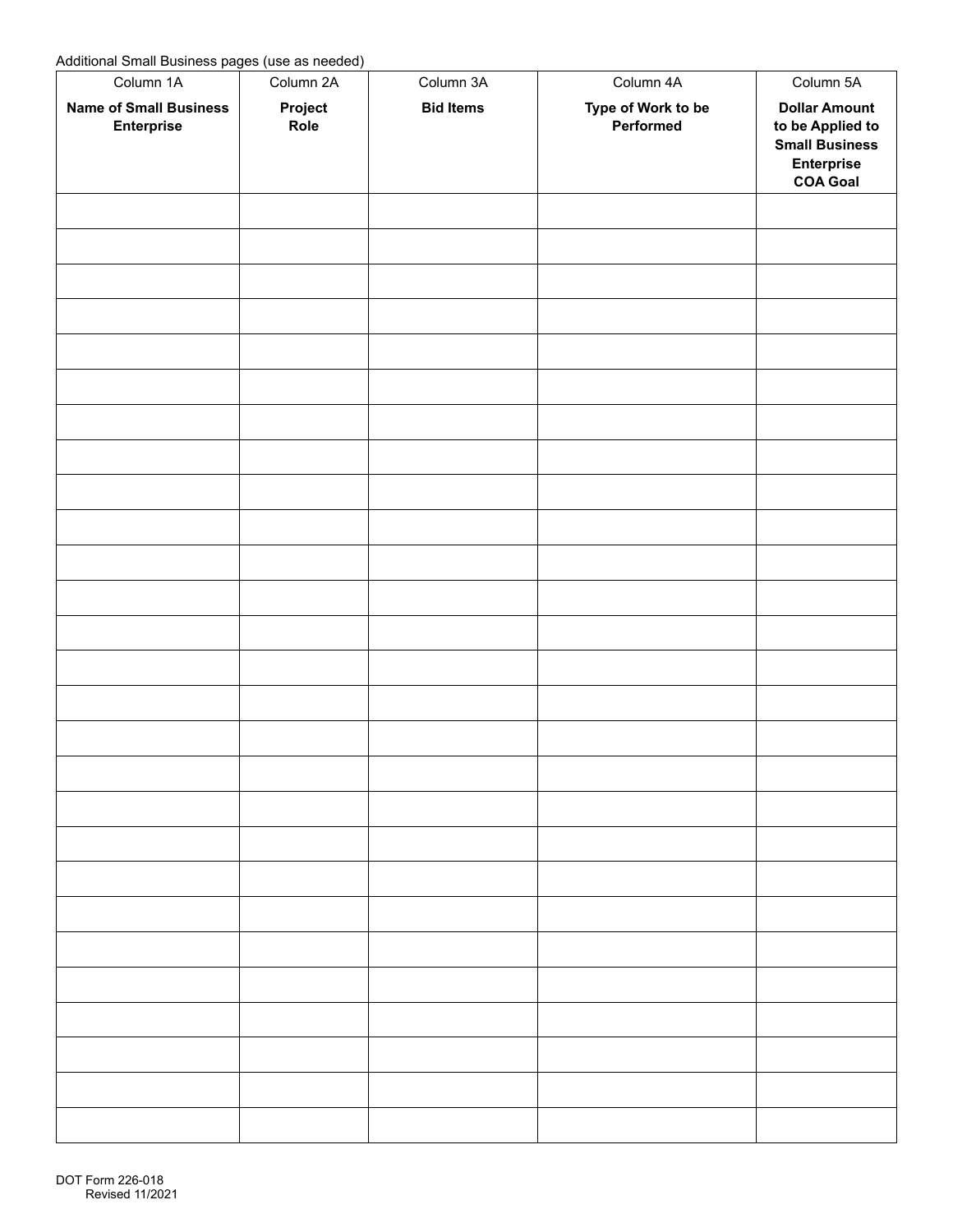Additional Small Business pages (use as needed)

| Column 1A | Column 2A | Column 3A | Column 4A | Column 5A |
|---|---|---|---|---|
| **Name of Small Business Enterprise** | **Project Role** | **Bid Items** | **Type of Work to be Performed** | **Dollar Amount to be Applied to Small Business Enterprise COA Goal** |
| | | | | |
| | | | | |
| | | | | |
| | | | | |
| | | | | |
| | | | | |
| | | | | |
| | | | | |
| | | | | |
| | | | | |
| | | | | |
| | | | | |
| | | | | |
| | | | | |
| | | | | |
| | | | | |
| | | | | |
| | | | | |
| | | | | |
| | | | | |
| | | | | |
| | | | | |
| | | | | |
| | | | | |
| | | | | |
| | | | | |
| | | | | |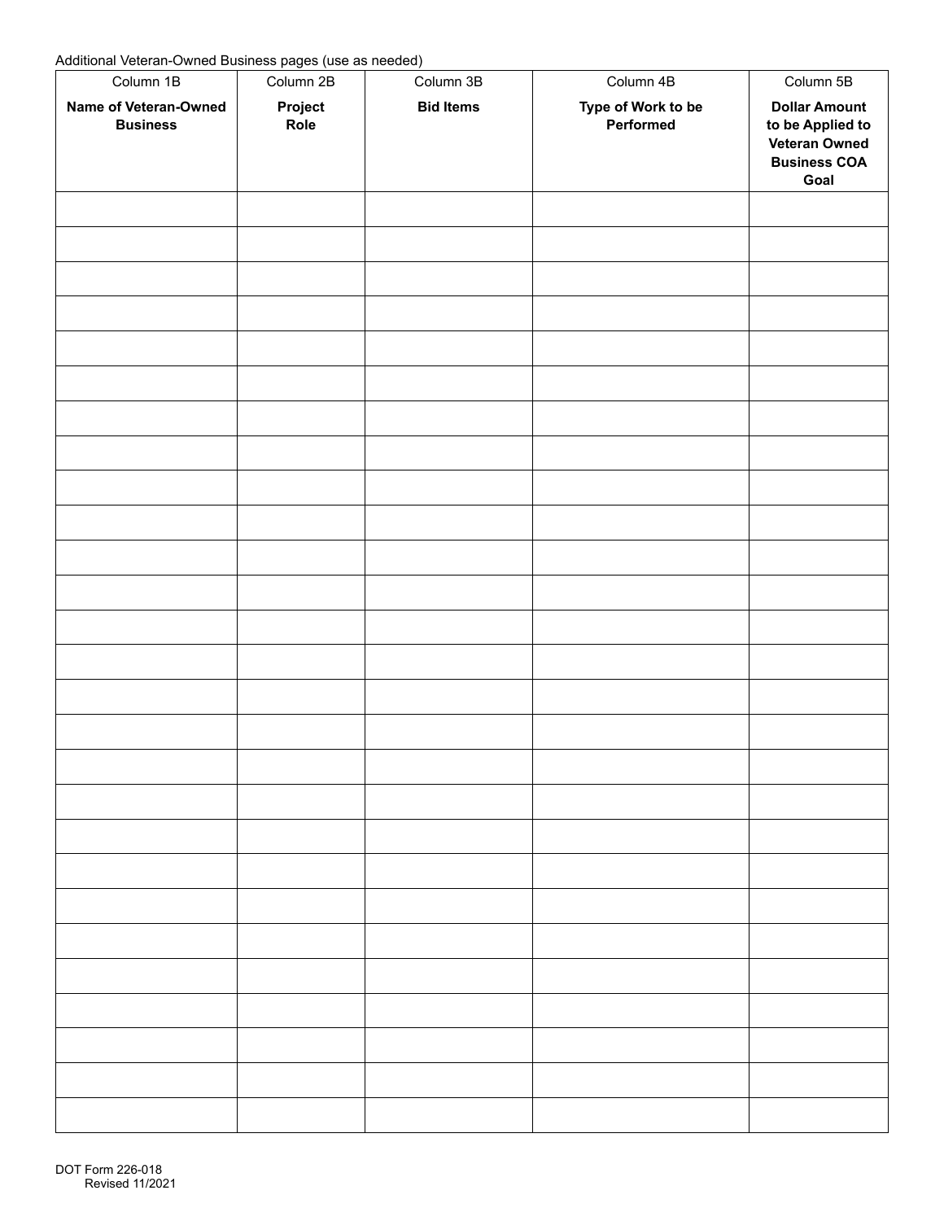Additional Veteran-Owned Business pages (use as needed)

| Column 1B<br>**Name of Veteran-Owned Business** | Column 2B<br>**Project Role** | Column 3B<br>**Bid Items** | Column 4B<br>**Type of Work to be Performed** | Column 5B<br>**Dollar Amount to be Applied to Veteran Owned Business COA Goal** |
|---|---|---|---|---|
| | | | | |
| | | | | |
| | | | | |
| | | | | |
| | | | | |
| | | | | |
| | | | | |
| | | | | |
| | | | | |
| | | | | |
| | | | | |
| | | | | |
| | | | | |
| | | | | |
| | | | | |
| | | | | |
| | | | | |
| | | | | |
| | | | | |
| | | | | |
| | | | | |
| | | | | |
| | | | | |
| | | | | |
| | | | | |
| | | | | |
| | | | | |

DOT Form 226-018
Revised 11/2021